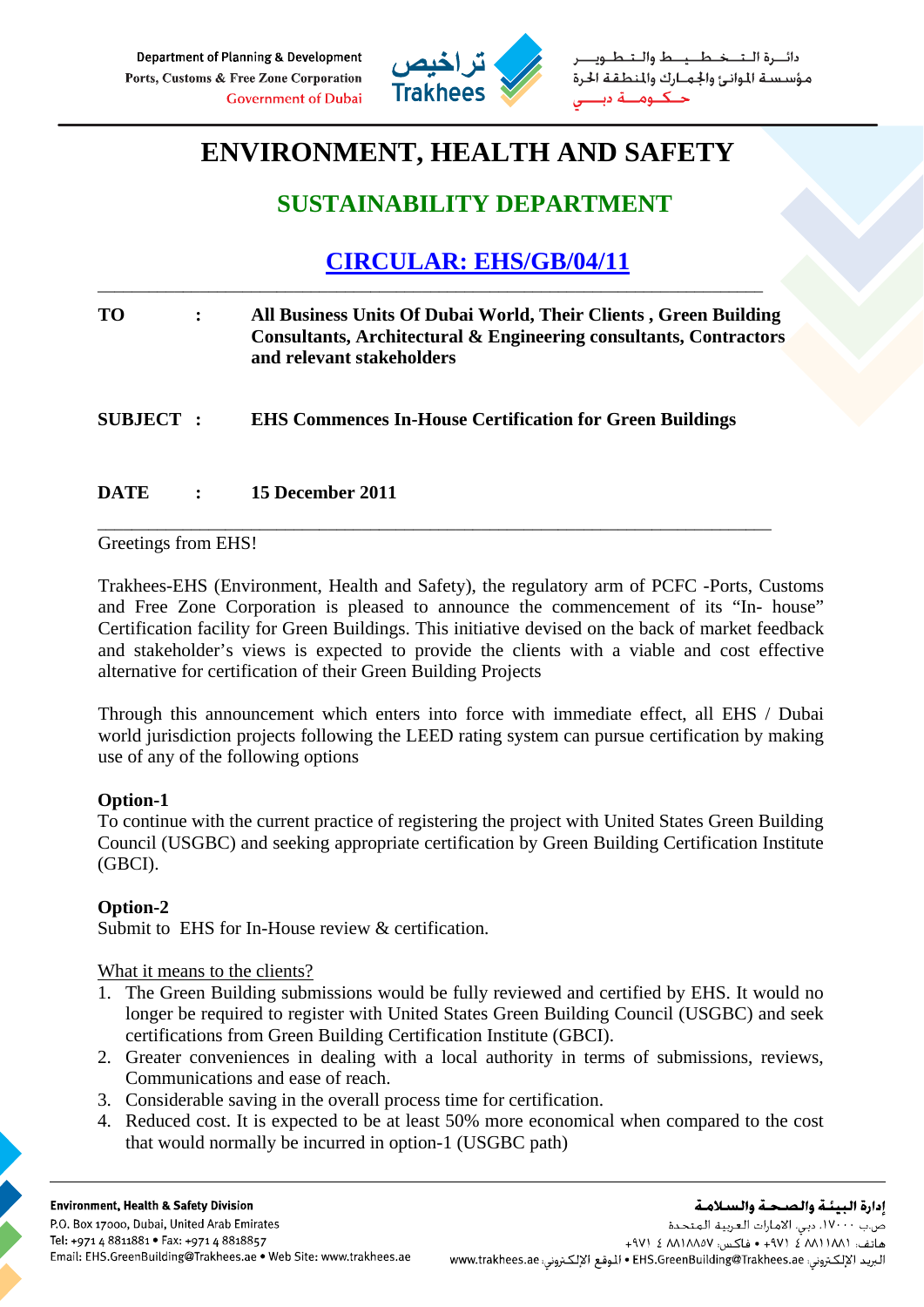Department of Planning & Development
Ports, Customs & Free Zone Corporation
Government of Dubai

تراخيص Trakhees

دائـــرة الـتـخـطـيـط والـتـطـويـــر
مؤسسة الموانئ والجمارك والمنطقة الحرة
حـكـومـة دبــي

# ENVIRONMENT, HEALTH AND SAFETY

## SUSTAINABILITY DEPARTMENT

## CIRCULAR: EHS/GB/04/11

---

**TO** : **All Business Units Of Dubai World, Their Clients , Green Building Consultants, Architectural & Engineering consultants, Contractors and relevant stakeholders**

**SUBJECT** : **EHS Commences In-House Certification for Green Buildings**

**DATE** : **15 December 2011**

---

Greetings from EHS!

Trakhees-EHS (Environment, Health and Safety), the regulatory arm of PCFC -Ports, Customs and Free Zone Corporation is pleased to announce the commencement of its "In- house" Certification facility for Green Buildings. This initiative devised on the back of market feedback and stakeholder's views is expected to provide the clients with a viable and cost effective alternative for certification of their Green Building Projects

Through this announcement which enters into force with immediate effect, all EHS / Dubai world jurisdiction projects following the LEED rating system can pursue certification by making use of any of the following options

**Option-1**
To continue with the current practice of registering the project with United States Green Building Council (USGBC) and seeking appropriate certification by Green Building Certification Institute (GBCI).

**Option-2**
Submit to EHS for In-House review & certification.

What it means to the clients?

1. The Green Building submissions would be fully reviewed and certified by EHS. It would no longer be required to register with United States Green Building Council (USGBC) and seek certifications from Green Building Certification Institute (GBCI).
2. Greater conveniences in dealing with a local authority in terms of submissions, reviews, Communications and ease of reach.
3. Considerable saving in the overall process time for certification.
4. Reduced cost. It is expected to be at least 50% more economical when compared to the cost that would normally be incurred in option-1 (USGBC path)

**Environment, Health & Safety Division**
P.O. Box 17000, Dubai, United Arab Emirates
Tel: +971 4 8811881 • Fax: +971 4 8818857
Email: EHS.GreenBuilding@Trakhees.ae • Web Site: www.trakhees.ae

**إدارة البيئة والصحة والسلامة**
ص.ب ١٧٠٠٠، دبي، الامارات العربية المتحدة
هاتف: ٨٨١١٨٨١ ٤ ٩٧١+ • فاكس: ٨٨١٨٨٥٧ ٤ ٩٧١+
البريد الإلكتروني: EHS.GreenBuilding@Trakhees.ae • الموقع الإلكتروني: www.trakhees.ae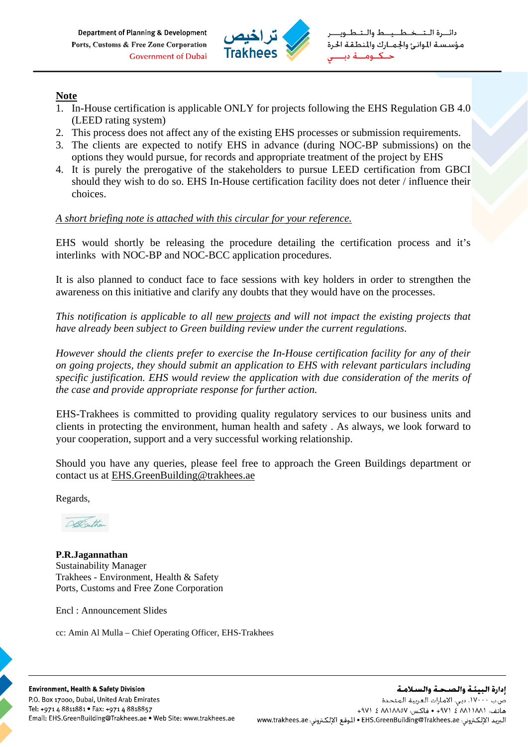**Note**

1. In-House certification is applicable ONLY for projects following the EHS Regulation GB 4.0 (LEED rating system)
2. This process does not affect any of the existing EHS processes or submission requirements.
3. The clients are expected to notify EHS in advance (during NOC-BP submissions) on the options they would pursue, for records and appropriate treatment of the project by EHS
4. It is purely the prerogative of the stakeholders to pursue LEED certification from GBCI should they wish to do so. EHS In-House certification facility does not deter / influence their choices.

*A short briefing note is attached with this circular for your reference.*

EHS would shortly be releasing the procedure detailing the certification process and it's interlinks with NOC-BP and NOC-BCC application procedures.

It is also planned to conduct face to face sessions with key holders in order to strengthen the awareness on this initiative and clarify any doubts that they would have on the processes.

*This notification is applicable to all new projects and will not impact the existing projects that have already been subject to Green building review under the current regulations.*

*However should the clients prefer to exercise the In-House certification facility for any of their on going projects, they should submit an application to EHS with relevant particulars including specific justification. EHS would review the application with due consideration of the merits of the case and provide appropriate response for further action.*

EHS-Trakhees is committed to providing quality regulatory services to our business units and clients in protecting the environment, human health and safety . As always, we look forward to your cooperation, support and a very successful working relationship.

Should you have any queries, please feel free to approach the Green Buildings department or contact us at EHS.GreenBuilding@trakhees.ae

Regards,

**P.R.Jagannathan**
Sustainability Manager
Trakhees - Environment, Health & Safety
Ports, Customs and Free Zone Corporation

Encl : Announcement Slides

cc: Amin Al Mulla – Chief Operating Officer, EHS-Trakhees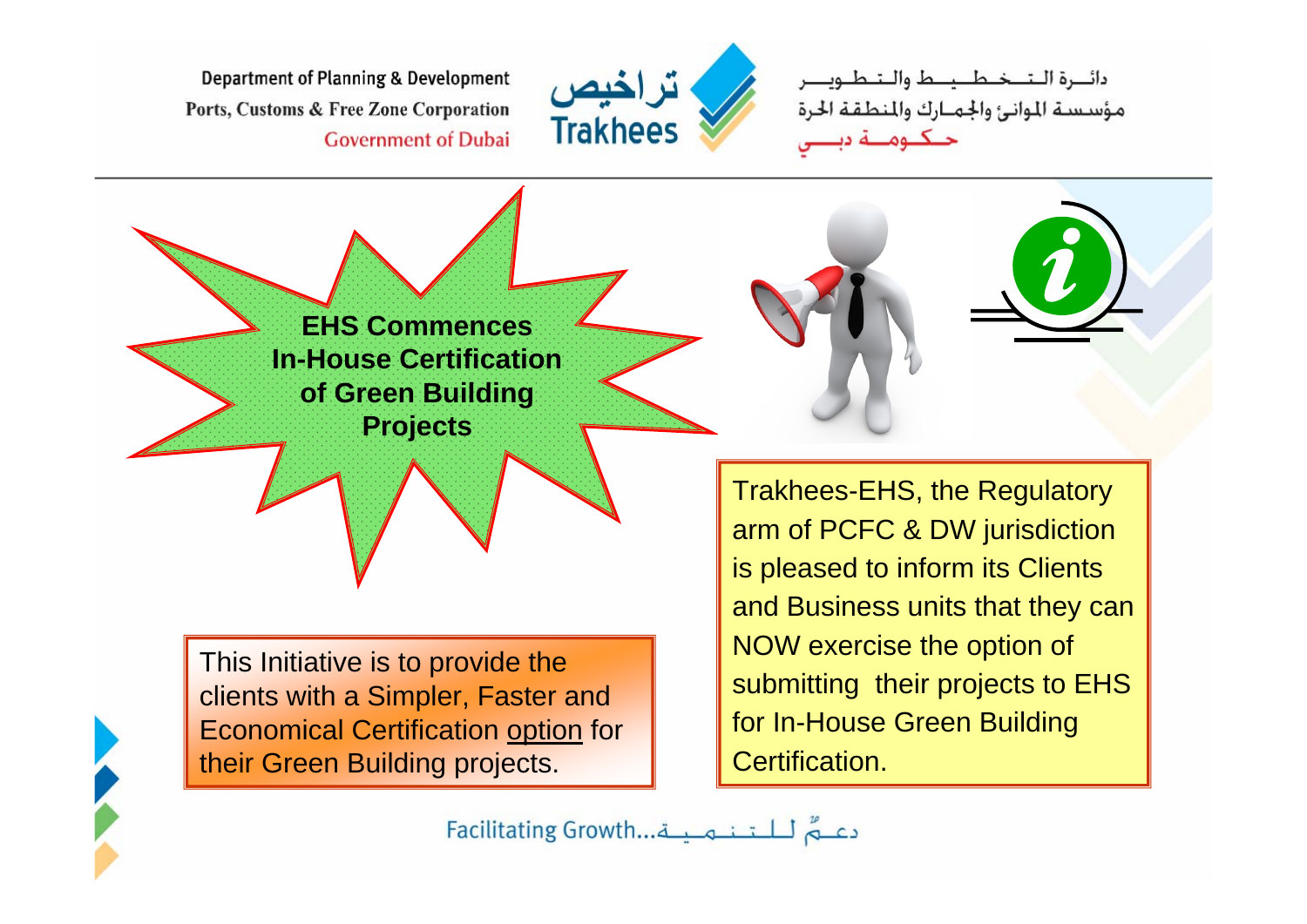# EHS Commences In-House Certification of Green Building Projects

Trakhees-EHS, the Regulatory arm of PCFC & DW jurisdiction is pleased to inform its Clients and Business units that they can NOW exercise the option of submitting their projects to EHS for In-House Green Building Certification.

This Initiative is to provide the clients with a Simpler, Faster and Economical Certification option for their Green Building projects.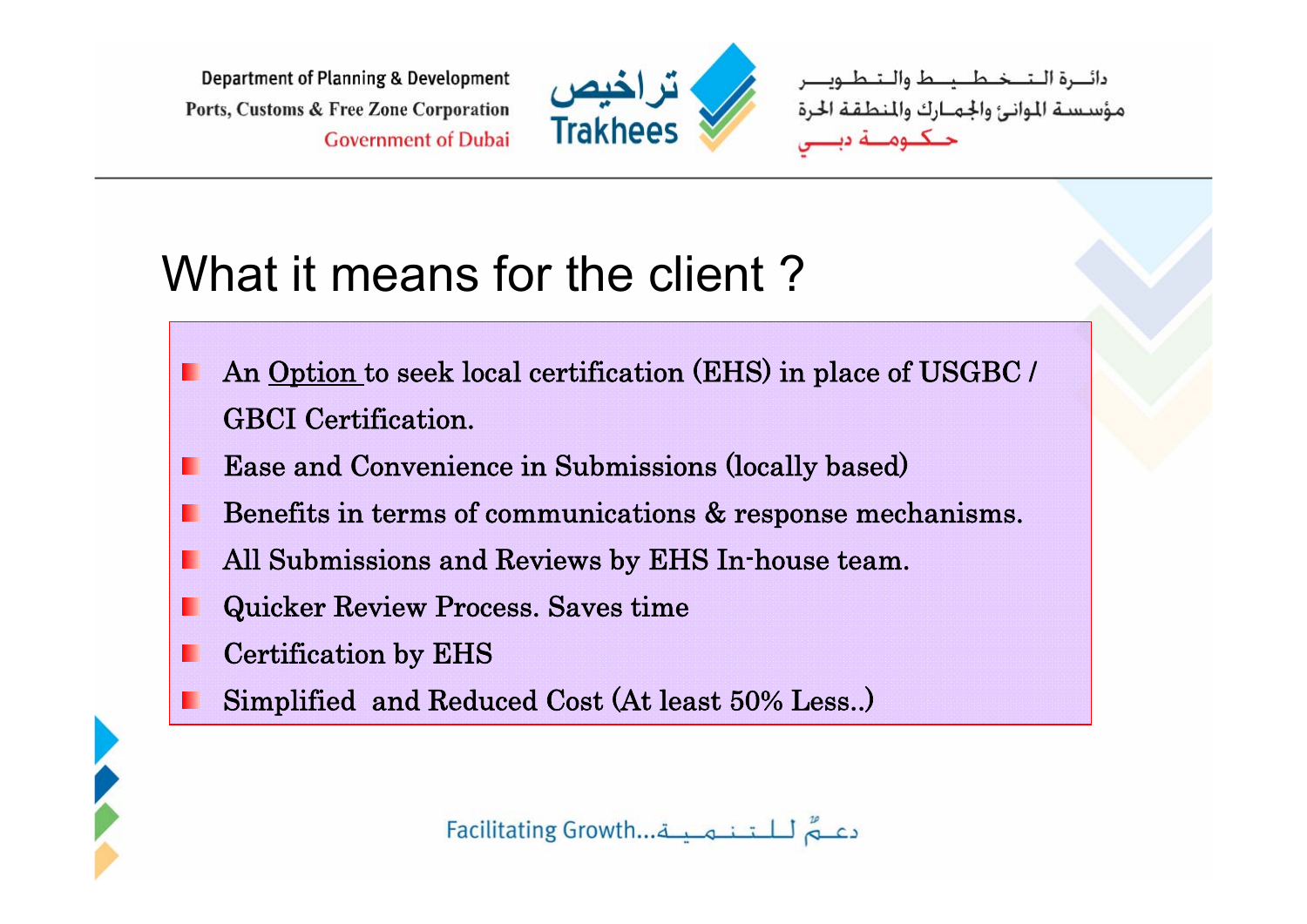# What it means for the client ?

- An <u>Option</u> to seek local certification (EHS) in place of USGBC / GBCI Certification.
- Ease and Convenience in Submissions (locally based)
- Benefits in terms of communications & response mechanisms.
- All Submissions and Reviews by EHS In-house team.
- Quicker Review Process. Saves time
- Certification by EHS
- Simplified and Reduced Cost (At least 50% Less..)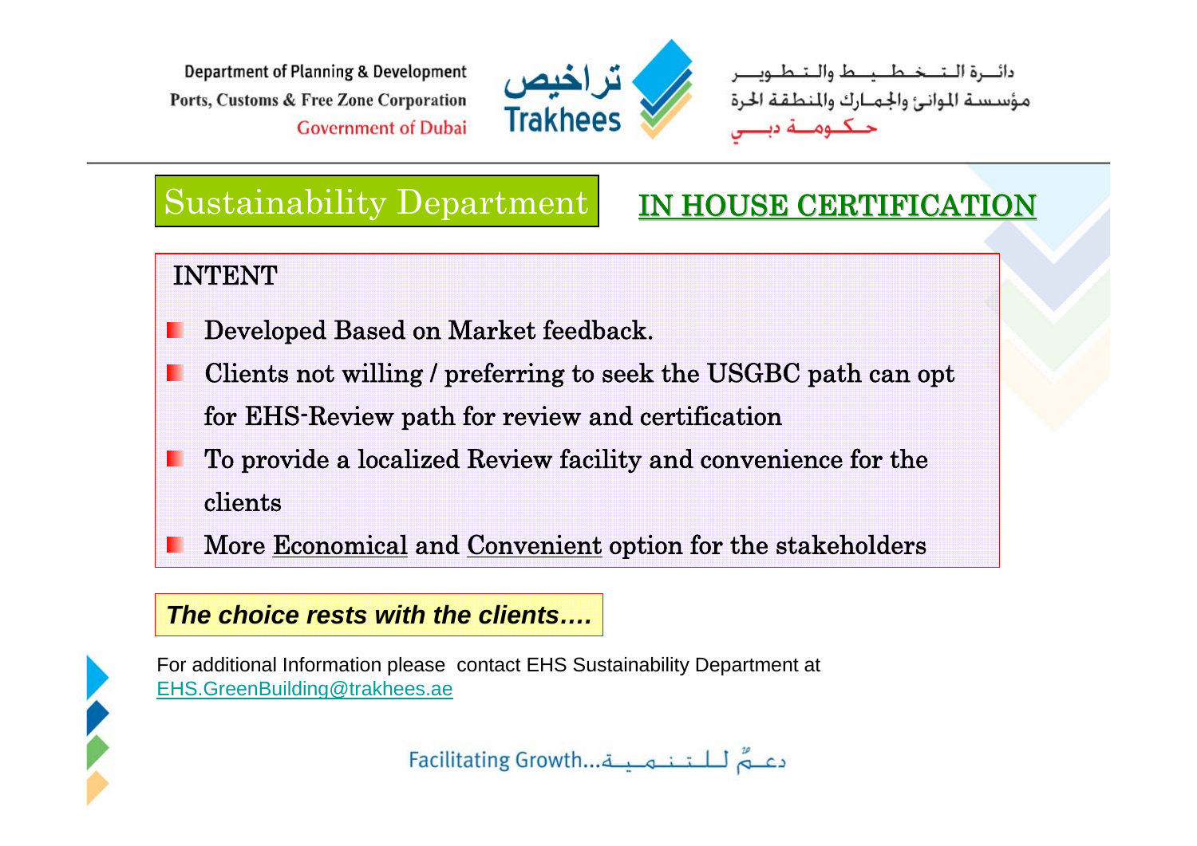Department of Planning & Development
Ports, Customs & Free Zone Corporation
Government of Dubai

تراخيص Trakhees

دائـرة الـتـخـطـيـط والـتـطـويـر
مؤسسة الموانئ والجمارك والمنطقة الحرة
حـكـومـة دبـي

## Sustainability Department

## IN HOUSE CERTIFICATION

### INTENT

- Developed Based on Market feedback.
- Clients not willing / preferring to seek the USGBC path can opt for EHS-Review path for review and certification
- To provide a localized Review facility and convenience for the clients
- More Economical and Convenient option for the stakeholders

***The choice rests with the clients….***

For additional Information please contact EHS Sustainability Department at EHS.GreenBuilding@trakhees.ae

Facilitating Growth...دعـمٌ لـلـتـنـمـيـة